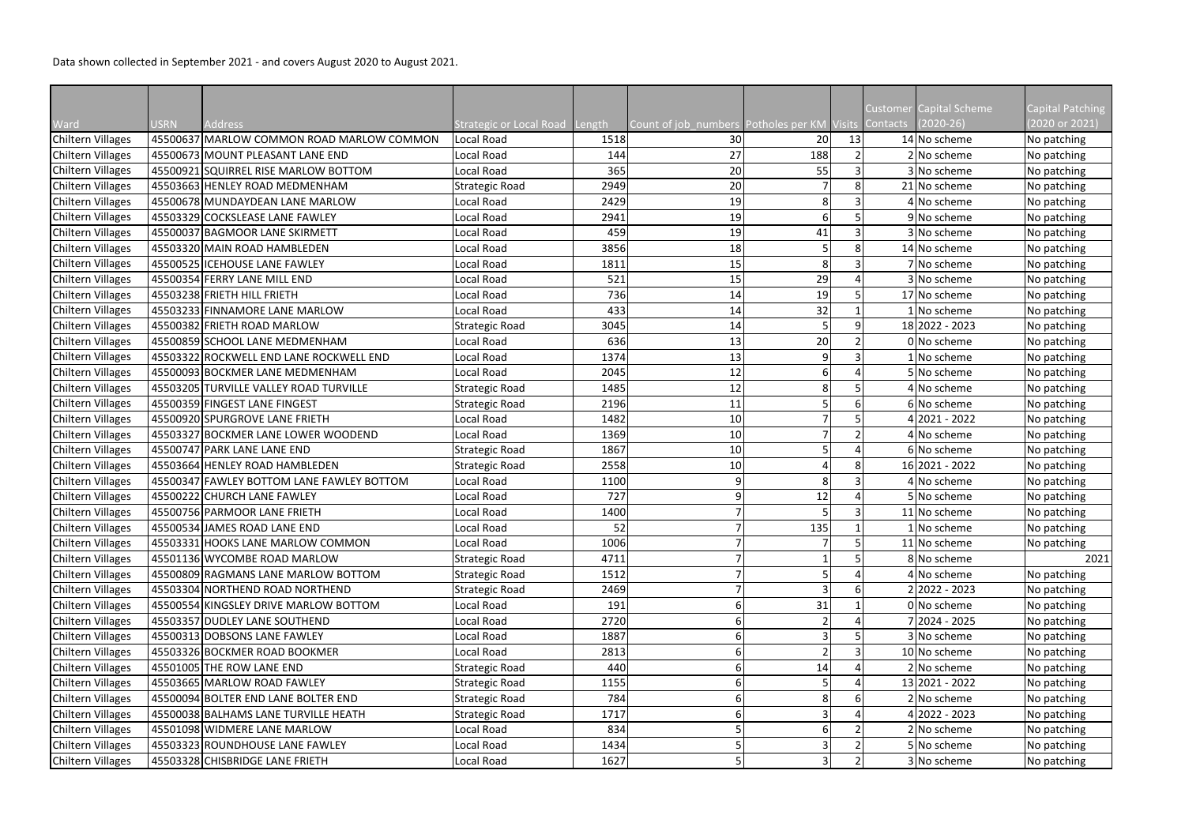Data shown collected in September 2021 - and covers August 2020 to August 2021.

| Ward | USRN | Address | Strategic or Local Road | Length | Count of job_numbers | Potholes per KM | Visits | Customer Contacts | Capital Scheme (2020-26) | Capital Patching (2020 or 2021) |
|---|---|---|---|---|---|---|---|---|---|---|
| Chiltern Villages | 45500637 | MARLOW COMMON ROAD MARLOW COMMON | Local Road | 1518 | 30 | 20 | 13 | 14 | No scheme | No patching |
| Chiltern Villages | 45500673 | MOUNT PLEASANT LANE END | Local Road | 144 | 27 | 188 | 2 | 2 | No scheme | No patching |
| Chiltern Villages | 45500921 | SQUIRREL RISE MARLOW BOTTOM | Local Road | 365 | 20 | 55 | 3 | 3 | No scheme | No patching |
| Chiltern Villages | 45503663 | HENLEY ROAD MEDMENHAM | Strategic Road | 2949 | 20 | 7 | 8 | 21 | No scheme | No patching |
| Chiltern Villages | 45500678 | MUNDAYDEAN LANE MARLOW | Local Road | 2429 | 19 | 8 | 3 | 4 | No scheme | No patching |
| Chiltern Villages | 45503329 | COCKSLEASE LANE FAWLEY | Local Road | 2941 | 19 | 6 | 5 | 9 | No scheme | No patching |
| Chiltern Villages | 45500037 | BAGMOOR LANE SKIRMETT | Local Road | 459 | 19 | 41 | 3 | 3 | No scheme | No patching |
| Chiltern Villages | 45503320 | MAIN ROAD HAMBLEDEN | Local Road | 3856 | 18 | 5 | 8 | 14 | No scheme | No patching |
| Chiltern Villages | 45500525 | ICEHOUSE LANE FAWLEY | Local Road | 1811 | 15 | 8 | 3 | 7 | No scheme | No patching |
| Chiltern Villages | 45500354 | FERRY LANE MILL END | Local Road | 521 | 15 | 29 | 4 | 3 | No scheme | No patching |
| Chiltern Villages | 45503238 | FRIETH HILL FRIETH | Local Road | 736 | 14 | 19 | 5 | 17 | No scheme | No patching |
| Chiltern Villages | 45503233 | FINNAMORE LANE MARLOW | Local Road | 433 | 14 | 32 | 1 | 1 | No scheme | No patching |
| Chiltern Villages | 45500382 | FRIETH ROAD MARLOW | Strategic Road | 3045 | 14 | 5 | 9 | 18 | 2022 - 2023 | No patching |
| Chiltern Villages | 45500859 | SCHOOL LANE MEDMENHAM | Local Road | 636 | 13 | 20 | 2 | 0 | No scheme | No patching |
| Chiltern Villages | 45503322 | ROCKWELL END LANE ROCKWELL END | Local Road | 1374 | 13 | 9 | 3 | 1 | No scheme | No patching |
| Chiltern Villages | 45500093 | BOCKMER LANE MEDMENHAM | Local Road | 2045 | 12 | 6 | 4 | 5 | No scheme | No patching |
| Chiltern Villages | 45503205 | TURVILLE VALLEY ROAD TURVILLE | Strategic Road | 1485 | 12 | 8 | 5 | 4 | No scheme | No patching |
| Chiltern Villages | 45500359 | FINGEST LANE FINGEST | Strategic Road | 2196 | 11 | 5 | 6 | 6 | No scheme | No patching |
| Chiltern Villages | 45500920 | SPURGROVE LANE FRIETH | Local Road | 1482 | 10 | 7 | 5 | 4 | 2021 - 2022 | No patching |
| Chiltern Villages | 45503327 | BOCKMER LANE LOWER WOODEND | Local Road | 1369 | 10 | 7 | 2 | 4 | No scheme | No patching |
| Chiltern Villages | 45500747 | PARK LANE LANE END | Strategic Road | 1867 | 10 | 5 | 4 | 6 | No scheme | No patching |
| Chiltern Villages | 45503664 | HENLEY ROAD HAMBLEDEN | Strategic Road | 2558 | 10 | 4 | 8 | 16 | 2021 - 2022 | No patching |
| Chiltern Villages | 45500347 | FAWLEY BOTTOM LANE FAWLEY BOTTOM | Local Road | 1100 | 9 | 8 | 3 | 4 | No scheme | No patching |
| Chiltern Villages | 45500222 | CHURCH LANE FAWLEY | Local Road | 727 | 9 | 12 | 4 | 5 | No scheme | No patching |
| Chiltern Villages | 45500756 | PARMOOR LANE FRIETH | Local Road | 1400 | 7 | 5 | 3 | 11 | No scheme | No patching |
| Chiltern Villages | 45500534 | JAMES ROAD LANE END | Local Road | 52 | 7 | 135 | 1 | 1 | No scheme | No patching |
| Chiltern Villages | 45503331 | HOOKS LANE MARLOW COMMON | Local Road | 1006 | 7 | 7 | 5 | 11 | No scheme | No patching |
| Chiltern Villages | 45501136 | WYCOMBE ROAD MARLOW | Strategic Road | 4711 | 7 | 1 | 5 | 8 | No scheme | 2021 |
| Chiltern Villages | 45500809 | RAGMANS LANE MARLOW BOTTOM | Strategic Road | 1512 | 7 | 5 | 4 | 4 | No scheme | No patching |
| Chiltern Villages | 45503304 | NORTHEND ROAD NORTHEND | Strategic Road | 2469 | 7 | 3 | 6 | 2 | 2022 - 2023 | No patching |
| Chiltern Villages | 45500554 | KINGSLEY DRIVE MARLOW BOTTOM | Local Road | 191 | 6 | 31 | 1 | 0 | No scheme | No patching |
| Chiltern Villages | 45503357 | DUDLEY LANE SOUTHEND | Local Road | 2720 | 6 | 2 | 4 | 7 | 2024 - 2025 | No patching |
| Chiltern Villages | 45500313 | DOBSONS LANE FAWLEY | Local Road | 1887 | 6 | 3 | 5 | 3 | No scheme | No patching |
| Chiltern Villages | 45503326 | BOCKMER ROAD BOOKMER | Local Road | 2813 | 6 | 2 | 3 | 10 | No scheme | No patching |
| Chiltern Villages | 45501005 | THE ROW LANE END | Strategic Road | 440 | 6 | 14 | 4 | 2 | No scheme | No patching |
| Chiltern Villages | 45503665 | MARLOW ROAD FAWLEY | Strategic Road | 1155 | 6 | 5 | 4 | 13 | 2021 - 2022 | No patching |
| Chiltern Villages | 45500094 | BOLTER END LANE BOLTER END | Strategic Road | 784 | 6 | 8 | 6 | 2 | No scheme | No patching |
| Chiltern Villages | 45500038 | BALHAMS LANE TURVILLE HEATH | Strategic Road | 1717 | 6 | 3 | 4 | 4 | 2022 - 2023 | No patching |
| Chiltern Villages | 45501098 | WIDMERE LANE MARLOW | Local Road | 834 | 5 | 6 | 2 | 2 | No scheme | No patching |
| Chiltern Villages | 45503323 | ROUNDHOUSE LANE FAWLEY | Local Road | 1434 | 5 | 3 | 2 | 5 | No scheme | No patching |
| Chiltern Villages | 45503328 | CHISBRIDGE LANE FRIETH | Local Road | 1627 | 5 | 3 | 2 | 3 | No scheme | No patching |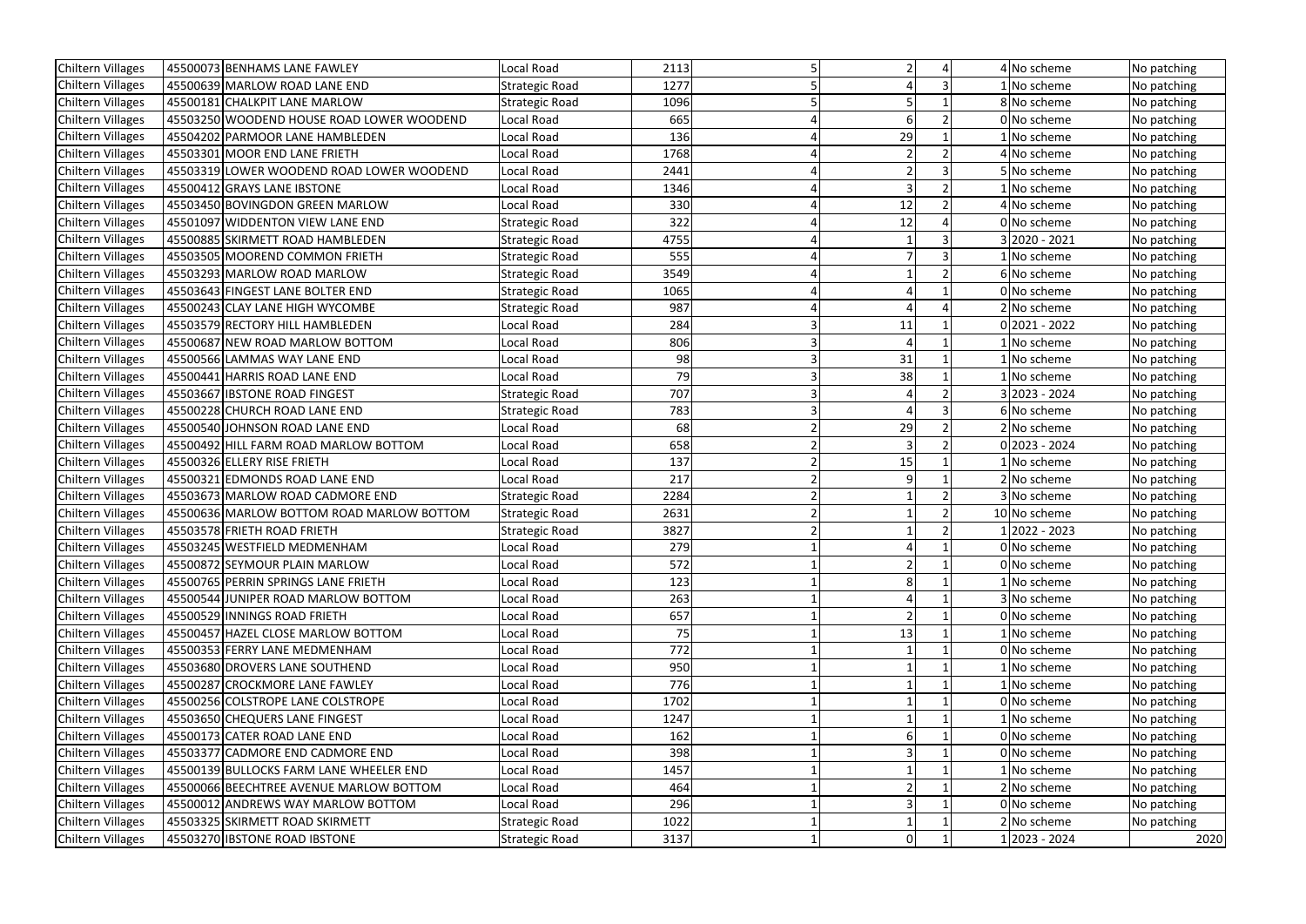| | | | | | | | | | |
|---|---|---|---|---|---|---|---|---|---|
| Chiltern Villages | 45500073 | BENHAMS LANE FAWLEY | Local Road | 2113 | 5 | 2 | 4 | 4 | No scheme | No patching |
| Chiltern Villages | 45500639 | MARLOW ROAD LANE END | Strategic Road | 1277 | 5 | 4 | 3 | 1 | No scheme | No patching |
| Chiltern Villages | 45500181 | CHALKPIT LANE MARLOW | Strategic Road | 1096 | 5 | 5 | 1 | 8 | No scheme | No patching |
| Chiltern Villages | 45503250 | WOODEND HOUSE ROAD LOWER WOODEND | Local Road | 665 | 4 | 6 | 2 | 0 | No scheme | No patching |
| Chiltern Villages | 45504202 | PARMOOR LANE HAMBLEDEN | Local Road | 136 | 4 | 29 | 1 | 1 | No scheme | No patching |
| Chiltern Villages | 45503301 | MOOR END LANE FRIETH | Local Road | 1768 | 4 | 2 | 2 | 4 | No scheme | No patching |
| Chiltern Villages | 45503319 | LOWER WOODEND ROAD LOWER WOODEND | Local Road | 2441 | 4 | 2 | 3 | 5 | No scheme | No patching |
| Chiltern Villages | 45500412 | GRAYS LANE IBSTONE | Local Road | 1346 | 4 | 3 | 2 | 1 | No scheme | No patching |
| Chiltern Villages | 45503450 | BOVINGDON GREEN MARLOW | Local Road | 330 | 4 | 12 | 2 | 4 | No scheme | No patching |
| Chiltern Villages | 45501097 | WIDDENTON VIEW LANE END | Strategic Road | 322 | 4 | 12 | 4 | 0 | No scheme | No patching |
| Chiltern Villages | 45500885 | SKIRMETT ROAD HAMBLEDEN | Strategic Road | 4755 | 4 | 1 | 3 | 3 | 2020 - 2021 | No patching |
| Chiltern Villages | 45503505 | MOOREND COMMON FRIETH | Strategic Road | 555 | 4 | 7 | 3 | 1 | No scheme | No patching |
| Chiltern Villages | 45503293 | MARLOW ROAD MARLOW | Strategic Road | 3549 | 4 | 1 | 2 | 6 | No scheme | No patching |
| Chiltern Villages | 45503643 | FINGEST LANE BOLTER END | Strategic Road | 1065 | 4 | 4 | 1 | 0 | No scheme | No patching |
| Chiltern Villages | 45500243 | CLAY LANE HIGH WYCOMBE | Strategic Road | 987 | 4 | 4 | 4 | 2 | No scheme | No patching |
| Chiltern Villages | 45503579 | RECTORY HILL HAMBLEDEN | Local Road | 284 | 3 | 11 | 1 | 0 | 2021 - 2022 | No patching |
| Chiltern Villages | 45500687 | NEW ROAD MARLOW BOTTOM | Local Road | 806 | 3 | 4 | 1 | 1 | No scheme | No patching |
| Chiltern Villages | 45500566 | LAMMAS WAY LANE END | Local Road | 98 | 3 | 31 | 1 | 1 | No scheme | No patching |
| Chiltern Villages | 45500441 | HARRIS ROAD LANE END | Local Road | 79 | 3 | 38 | 1 | 1 | No scheme | No patching |
| Chiltern Villages | 45503667 | IBSTONE ROAD FINGEST | Strategic Road | 707 | 3 | 4 | 2 | 3 | 2023 - 2024 | No patching |
| Chiltern Villages | 45500228 | CHURCH ROAD LANE END | Strategic Road | 783 | 3 | 4 | 3 | 6 | No scheme | No patching |
| Chiltern Villages | 45500540 | JOHNSON ROAD LANE END | Local Road | 68 | 2 | 29 | 2 | 2 | No scheme | No patching |
| Chiltern Villages | 45500492 | HILL FARM ROAD MARLOW BOTTOM | Local Road | 658 | 2 | 3 | 2 | 0 | 2023 - 2024 | No patching |
| Chiltern Villages | 45500326 | ELLERY RISE FRIETH | Local Road | 137 | 2 | 15 | 1 | 1 | No scheme | No patching |
| Chiltern Villages | 45500321 | EDMONDS ROAD LANE END | Local Road | 217 | 2 | 9 | 1 | 2 | No scheme | No patching |
| Chiltern Villages | 45503673 | MARLOW ROAD CADMORE END | Strategic Road | 2284 | 2 | 1 | 2 | 3 | No scheme | No patching |
| Chiltern Villages | 45500636 | MARLOW BOTTOM ROAD MARLOW BOTTOM | Strategic Road | 2631 | 2 | 1 | 2 | 10 | No scheme | No patching |
| Chiltern Villages | 45503578 | FRIETH ROAD FRIETH | Strategic Road | 3827 | 2 | 1 | 2 | 1 | 2022 - 2023 | No patching |
| Chiltern Villages | 45503245 | WESTFIELD MEDMENHAM | Local Road | 279 | 1 | 4 | 1 | 0 | No scheme | No patching |
| Chiltern Villages | 45500872 | SEYMOUR PLAIN MARLOW | Local Road | 572 | 1 | 2 | 1 | 0 | No scheme | No patching |
| Chiltern Villages | 45500765 | PERRIN SPRINGS LANE FRIETH | Local Road | 123 | 1 | 8 | 1 | 1 | No scheme | No patching |
| Chiltern Villages | 45500544 | JUNIPER ROAD MARLOW BOTTOM | Local Road | 263 | 1 | 4 | 1 | 3 | No scheme | No patching |
| Chiltern Villages | 45500529 | INNINGS ROAD FRIETH | Local Road | 657 | 1 | 2 | 1 | 0 | No scheme | No patching |
| Chiltern Villages | 45500457 | HAZEL CLOSE MARLOW BOTTOM | Local Road | 75 | 1 | 13 | 1 | 1 | No scheme | No patching |
| Chiltern Villages | 45500353 | FERRY LANE MEDMENHAM | Local Road | 772 | 1 | 1 | 1 | 0 | No scheme | No patching |
| Chiltern Villages | 45503680 | DROVERS LANE SOUTHEND | Local Road | 950 | 1 | 1 | 1 | 1 | No scheme | No patching |
| Chiltern Villages | 45500287 | CROCKMORE LANE FAWLEY | Local Road | 776 | 1 | 1 | 1 | 1 | No scheme | No patching |
| Chiltern Villages | 45500256 | COLSTROPE LANE COLSTROPE | Local Road | 1702 | 1 | 1 | 1 | 0 | No scheme | No patching |
| Chiltern Villages | 45503650 | CHEQUERS LANE FINGEST | Local Road | 1247 | 1 | 1 | 1 | 1 | No scheme | No patching |
| Chiltern Villages | 45500173 | CATER ROAD LANE END | Local Road | 162 | 1 | 6 | 1 | 0 | No scheme | No patching |
| Chiltern Villages | 45503377 | CADMORE END CADMORE END | Local Road | 398 | 1 | 3 | 1 | 0 | No scheme | No patching |
| Chiltern Villages | 45500139 | BULLOCKS FARM LANE WHEELER END | Local Road | 1457 | 1 | 1 | 1 | 1 | No scheme | No patching |
| Chiltern Villages | 45500066 | BEECHTREE AVENUE MARLOW BOTTOM | Local Road | 464 | 1 | 2 | 1 | 2 | No scheme | No patching |
| Chiltern Villages | 45500012 | ANDREWS WAY MARLOW BOTTOM | Local Road | 296 | 1 | 3 | 1 | 0 | No scheme | No patching |
| Chiltern Villages | 45503325 | SKIRMETT ROAD SKIRMETT | Strategic Road | 1022 | 1 | 1 | 1 | 2 | No scheme | No patching |
| Chiltern Villages | 45503270 | IBSTONE ROAD IBSTONE | Strategic Road | 3137 | 1 | 0 | 1 | 1 | 2023 - 2024 | 2020 |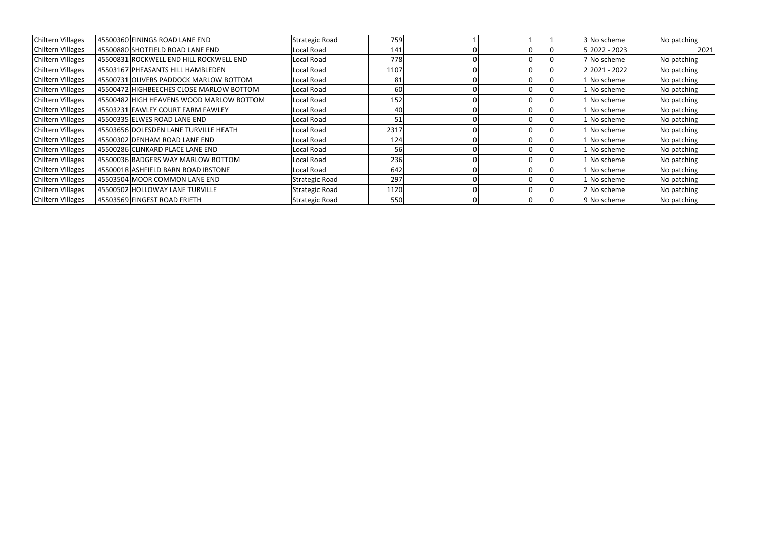| | | | | | | | | | | |
|---|---|---|---|---|---|---|---|---|---|---|
| Chiltern Villages | 45500360 | FININGS ROAD LANE END | Strategic Road | 759 | 1 | 1 | 1 | 3 | No scheme | No patching |
| Chiltern Villages | 45500880 | SHOTFIELD ROAD LANE END | Local Road | 141 | 0 | 0 | 0 | 5 | 2022 - 2023 | 2021 |
| Chiltern Villages | 45500831 | ROCKWELL END HILL ROCKWELL END | Local Road | 778 | 0 | 0 | 0 | 7 | No scheme | No patching |
| Chiltern Villages | 45503167 | PHEASANTS HILL HAMBLEDEN | Local Road | 1107 | 0 | 0 | 0 | 2 | 2021 - 2022 | No patching |
| Chiltern Villages | 45500731 | OLIVERS PADDOCK MARLOW BOTTOM | Local Road | 81 | 0 | 0 | 0 | 1 | No scheme | No patching |
| Chiltern Villages | 45500472 | HIGHBEECHES CLOSE MARLOW BOTTOM | Local Road | 60 | 0 | 0 | 0 | 1 | No scheme | No patching |
| Chiltern Villages | 45500482 | HIGH HEAVENS WOOD MARLOW BOTTOM | Local Road | 152 | 0 | 0 | 0 | 1 | No scheme | No patching |
| Chiltern Villages | 45503231 | FAWLEY COURT FARM FAWLEY | Local Road | 40 | 0 | 0 | 0 | 1 | No scheme | No patching |
| Chiltern Villages | 45500335 | ELWES ROAD LANE END | Local Road | 51 | 0 | 0 | 0 | 1 | No scheme | No patching |
| Chiltern Villages | 45503656 | DOLESDEN LANE TURVILLE HEATH | Local Road | 2317 | 0 | 0 | 0 | 1 | No scheme | No patching |
| Chiltern Villages | 45500302 | DENHAM ROAD LANE END | Local Road | 124 | 0 | 0 | 0 | 1 | No scheme | No patching |
| Chiltern Villages | 45500286 | CLINKARD PLACE LANE END | Local Road | 56 | 0 | 0 | 0 | 1 | No scheme | No patching |
| Chiltern Villages | 45500036 | BADGERS WAY MARLOW BOTTOM | Local Road | 236 | 0 | 0 | 0 | 1 | No scheme | No patching |
| Chiltern Villages | 45500018 | ASHFIELD BARN ROAD IBSTONE | Local Road | 642 | 0 | 0 | 0 | 1 | No scheme | No patching |
| Chiltern Villages | 45503504 | MOOR COMMON LANE END | Strategic Road | 297 | 0 | 0 | 0 | 1 | No scheme | No patching |
| Chiltern Villages | 45500502 | HOLLOWAY LANE TURVILLE | Strategic Road | 1120 | 0 | 0 | 0 | 2 | No scheme | No patching |
| Chiltern Villages | 45503569 | FINGEST ROAD FRIETH | Strategic Road | 550 | 0 | 0 | 0 | 9 | No scheme | No patching |